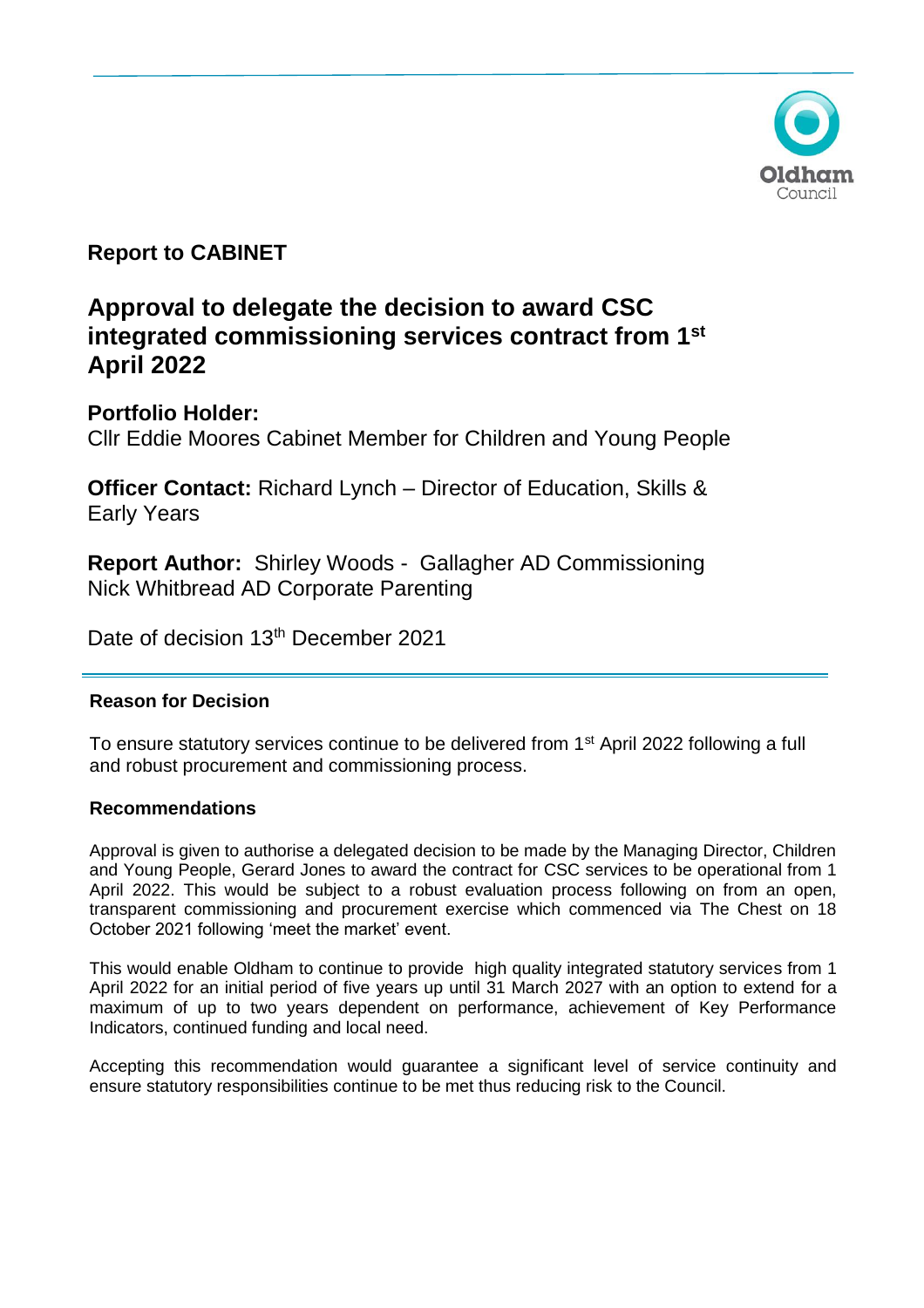**Report to CABINET**

# Approval to delegate the decision to award CSC integrated commissioning services contract from 1st April 2022

**Portfolio Holder:**
Cllr Eddie Moores Cabinet Member for Children and Young People

**Officer Contact:** Richard Lynch – Director of Education, Skills & Early Years

**Report Author:** Shirley Woods - Gallagher AD Commissioning
Nick Whitbread AD Corporate Parenting

Date of decision 13th December 2021

---

**Reason for Decision**

To ensure statutory services continue to be delivered from 1st April 2022 following a full and robust procurement and commissioning process.

**Recommendations**

Approval is given to authorise a delegated decision to be made by the Managing Director, Children and Young People, Gerard Jones to award the contract for CSC services to be operational from 1 April 2022. This would be subject to a robust evaluation process following on from an open, transparent commissioning and procurement exercise which commenced via The Chest on 18 October 2021 following 'meet the market' event.

This would enable Oldham to continue to provide high quality integrated statutory services from 1 April 2022 for an initial period of five years up until 31 March 2027 with an option to extend for a maximum of up to two years dependent on performance, achievement of Key Performance Indicators, continued funding and local need.

Accepting this recommendation would guarantee a significant level of service continuity and ensure statutory responsibilities continue to be met thus reducing risk to the Council.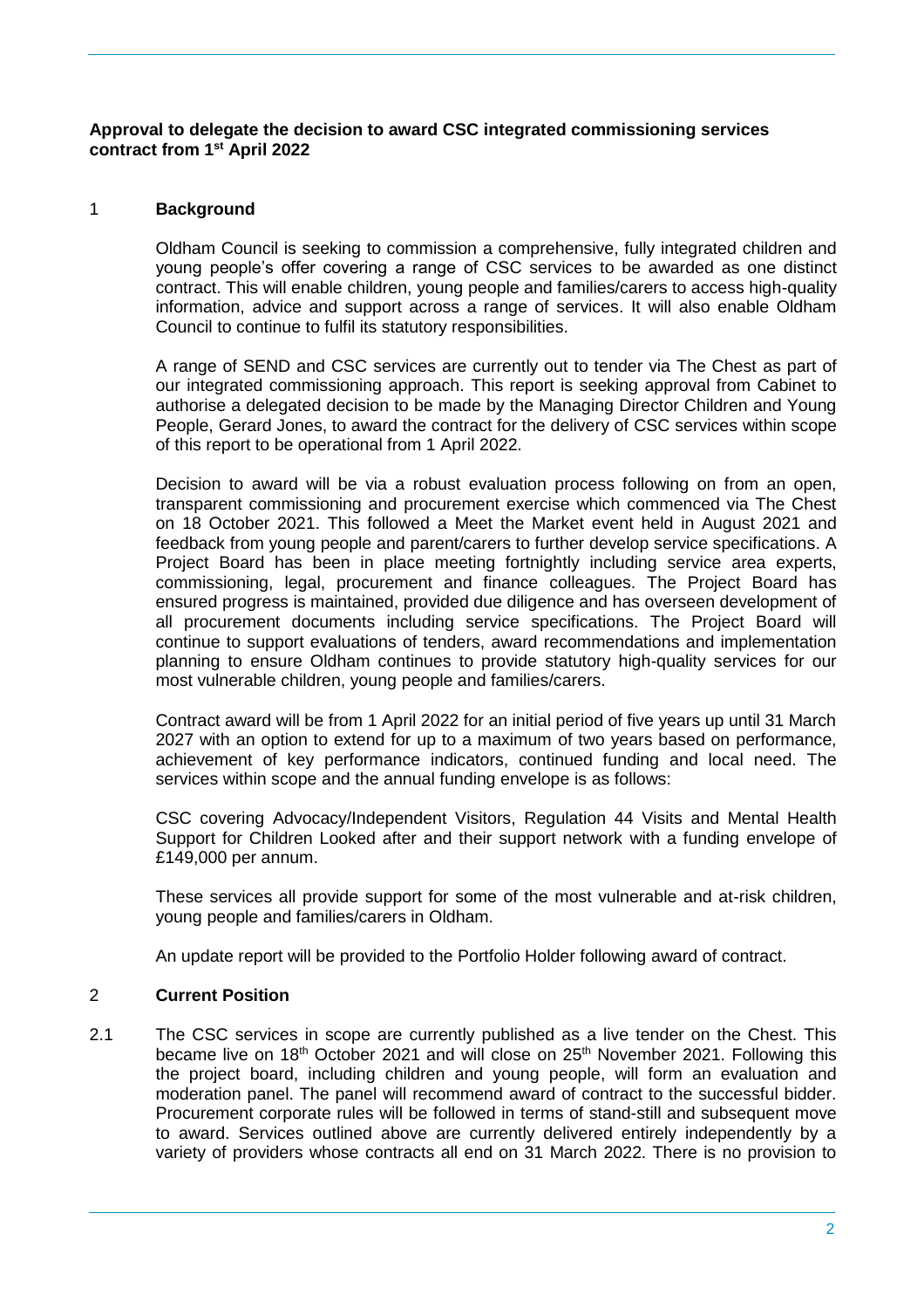**Approval to delegate the decision to award CSC integrated commissioning services contract from 1st April 2022**

## 1 Background

Oldham Council is seeking to commission a comprehensive, fully integrated children and young people's offer covering a range of CSC services to be awarded as one distinct contract. This will enable children, young people and families/carers to access high-quality information, advice and support across a range of services. It will also enable Oldham Council to continue to fulfil its statutory responsibilities.

A range of SEND and CSC services are currently out to tender via The Chest as part of our integrated commissioning approach. This report is seeking approval from Cabinet to authorise a delegated decision to be made by the Managing Director Children and Young People, Gerard Jones, to award the contract for the delivery of CSC services within scope of this report to be operational from 1 April 2022.

Decision to award will be via a robust evaluation process following on from an open, transparent commissioning and procurement exercise which commenced via The Chest on 18 October 2021. This followed a Meet the Market event held in August 2021 and feedback from young people and parent/carers to further develop service specifications. A Project Board has been in place meeting fortnightly including service area experts, commissioning, legal, procurement and finance colleagues. The Project Board has ensured progress is maintained, provided due diligence and has overseen development of all procurement documents including service specifications. The Project Board will continue to support evaluations of tenders, award recommendations and implementation planning to ensure Oldham continues to provide statutory high-quality services for our most vulnerable children, young people and families/carers.

Contract award will be from 1 April 2022 for an initial period of five years up until 31 March 2027 with an option to extend for up to a maximum of two years based on performance, achievement of key performance indicators, continued funding and local need. The services within scope and the annual funding envelope is as follows:

CSC covering Advocacy/Independent Visitors, Regulation 44 Visits and Mental Health Support for Children Looked after and their support network with a funding envelope of £149,000 per annum.

These services all provide support for some of the most vulnerable and at-risk children, young people and families/carers in Oldham.

An update report will be provided to the Portfolio Holder following award of contract.

## 2 Current Position

2.1 The CSC services in scope are currently published as a live tender on the Chest. This became live on 18th October 2021 and will close on 25th November 2021. Following this the project board, including children and young people, will form an evaluation and moderation panel. The panel will recommend award of contract to the successful bidder. Procurement corporate rules will be followed in terms of stand-still and subsequent move to award. Services outlined above are currently delivered entirely independently by a variety of providers whose contracts all end on 31 March 2022. There is no provision to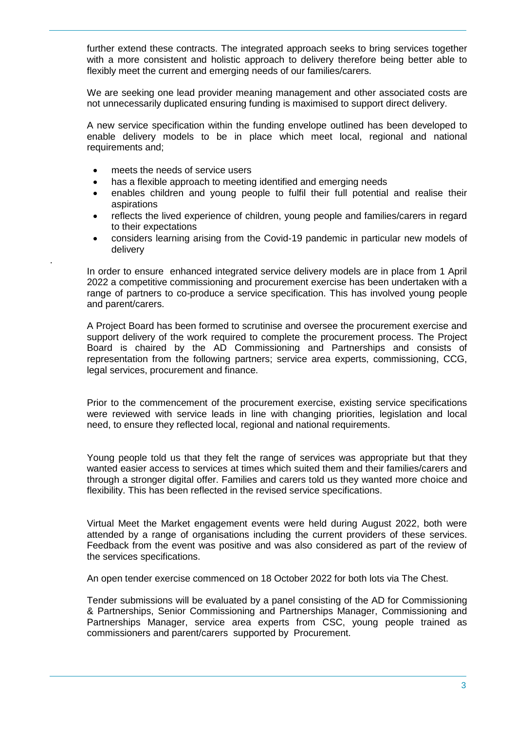further extend these contracts. The integrated approach seeks to bring services together with a more consistent and holistic approach to delivery therefore being better able to flexibly meet the current and emerging needs of our families/carers.

We are seeking one lead provider meaning management and other associated costs are not unnecessarily duplicated ensuring funding is maximised to support direct delivery.

A new service specification within the funding envelope outlined has been developed to enable delivery models to be in place which meet local, regional and national requirements and;

- meets the needs of service users
- has a flexible approach to meeting identified and emerging needs
- enables children and young people to fulfil their full potential and realise their aspirations
- reflects the lived experience of children, young people and families/carers in regard to their expectations
- considers learning arising from the Covid-19 pandemic in particular new models of delivery

.

In order to ensure enhanced integrated service delivery models are in place from 1 April 2022 a competitive commissioning and procurement exercise has been undertaken with a range of partners to co-produce a service specification. This has involved young people and parent/carers.

A Project Board has been formed to scrutinise and oversee the procurement exercise and support delivery of the work required to complete the procurement process. The Project Board is chaired by the AD Commissioning and Partnerships and consists of representation from the following partners; service area experts, commissioning, CCG, legal services, procurement and finance.

Prior to the commencement of the procurement exercise, existing service specifications were reviewed with service leads in line with changing priorities, legislation and local need, to ensure they reflected local, regional and national requirements.

Young people told us that they felt the range of services was appropriate but that they wanted easier access to services at times which suited them and their families/carers and through a stronger digital offer. Families and carers told us they wanted more choice and flexibility. This has been reflected in the revised service specifications.

Virtual Meet the Market engagement events were held during August 2022, both were attended by a range of organisations including the current providers of these services. Feedback from the event was positive and was also considered as part of the review of the services specifications.

An open tender exercise commenced on 18 October 2022 for both lots via The Chest.

Tender submissions will be evaluated by a panel consisting of the AD for Commissioning & Partnerships, Senior Commissioning and Partnerships Manager, Commissioning and Partnerships Manager, service area experts from CSC, young people trained as commissioners and parent/carers supported by Procurement.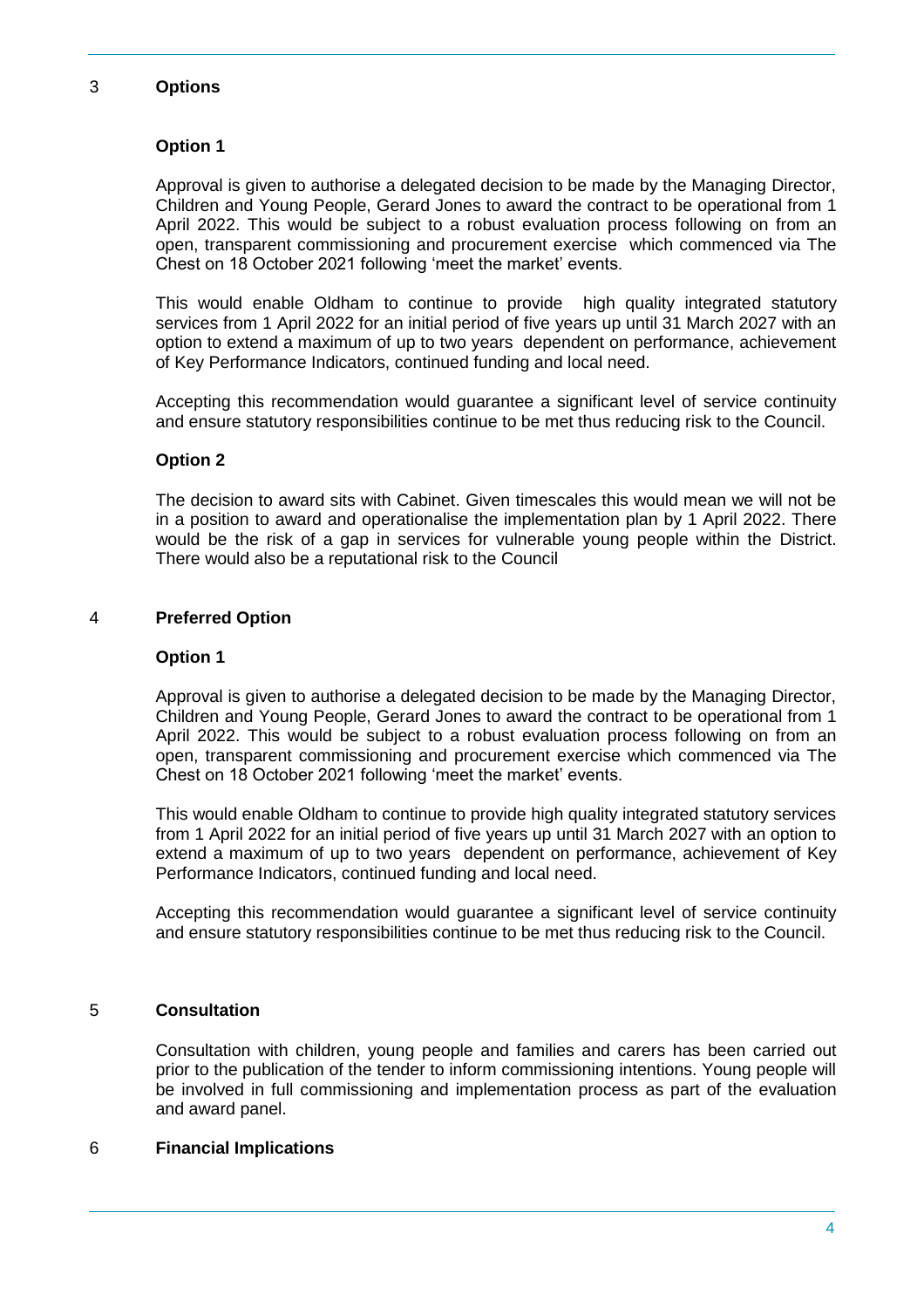## 3 Options

### Option 1

Approval is given to authorise a delegated decision to be made by the Managing Director, Children and Young People, Gerard Jones to award the contract to be operational from 1 April 2022. This would be subject to a robust evaluation process following on from an open, transparent commissioning and procurement exercise which commenced via The Chest on 18 October 2021 following 'meet the market' events.

This would enable Oldham to continue to provide high quality integrated statutory services from 1 April 2022 for an initial period of five years up until 31 March 2027 with an option to extend a maximum of up to two years dependent on performance, achievement of Key Performance Indicators, continued funding and local need.

Accepting this recommendation would guarantee a significant level of service continuity and ensure statutory responsibilities continue to be met thus reducing risk to the Council.

### Option 2

The decision to award sits with Cabinet. Given timescales this would mean we will not be in a position to award and operationalise the implementation plan by 1 April 2022. There would be the risk of a gap in services for vulnerable young people within the District. There would also be a reputational risk to the Council

## 4 Preferred Option

### Option 1

Approval is given to authorise a delegated decision to be made by the Managing Director, Children and Young People, Gerard Jones to award the contract to be operational from 1 April 2022. This would be subject to a robust evaluation process following on from an open, transparent commissioning and procurement exercise which commenced via The Chest on 18 October 2021 following 'meet the market' events.

This would enable Oldham to continue to provide high quality integrated statutory services from 1 April 2022 for an initial period of five years up until 31 March 2027 with an option to extend a maximum of up to two years dependent on performance, achievement of Key Performance Indicators, continued funding and local need.

Accepting this recommendation would guarantee a significant level of service continuity and ensure statutory responsibilities continue to be met thus reducing risk to the Council.

## 5 Consultation

Consultation with children, young people and families and carers has been carried out prior to the publication of the tender to inform commissioning intentions. Young people will be involved in full commissioning and implementation process as part of the evaluation and award panel.

## 6 Financial Implications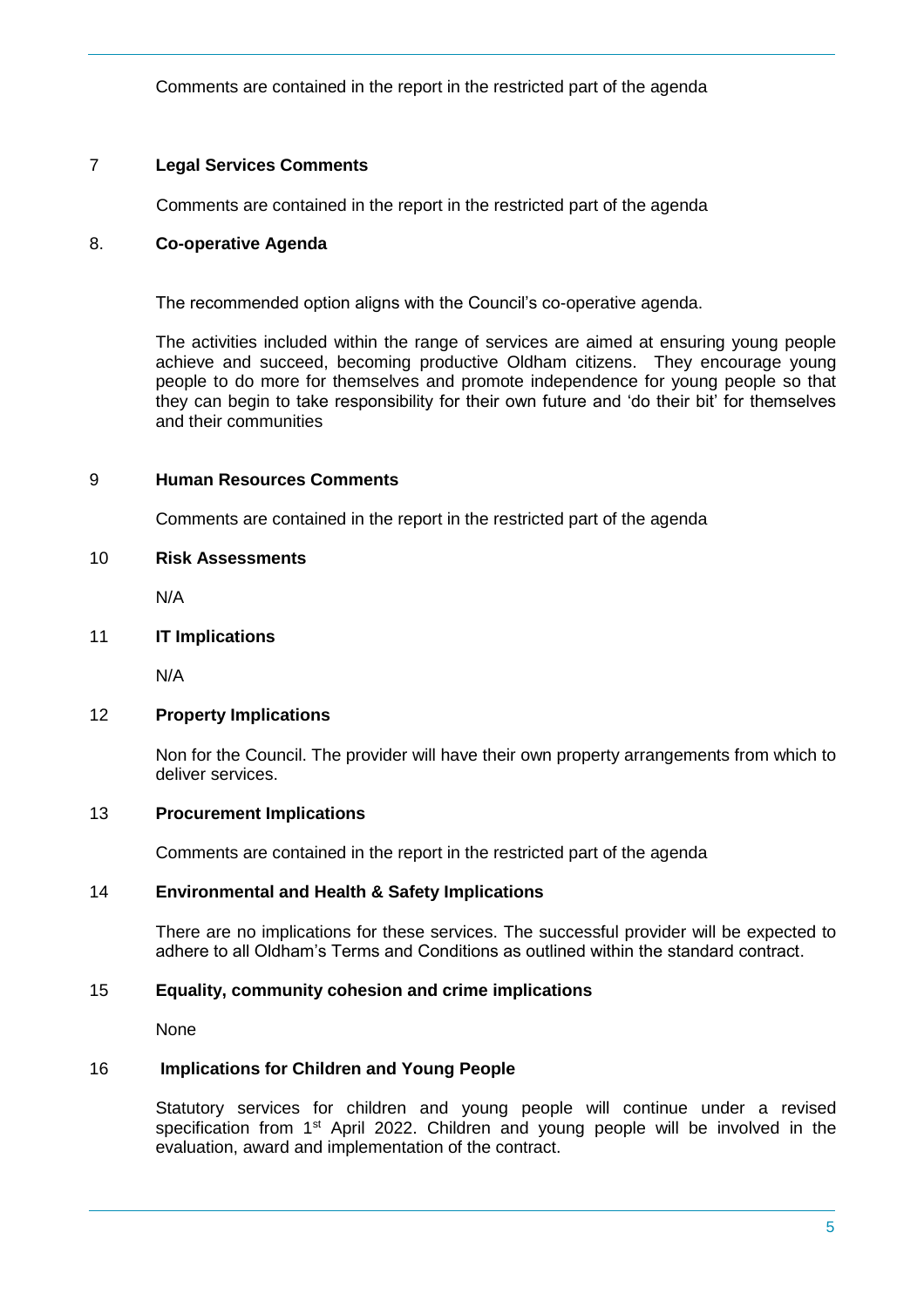Comments are contained in the report in the restricted part of the agenda

## 7 Legal Services Comments

Comments are contained in the report in the restricted part of the agenda

## 8. Co-operative Agenda

The recommended option aligns with the Council's co-operative agenda.

The activities included within the range of services are aimed at ensuring young people achieve and succeed, becoming productive Oldham citizens. They encourage young people to do more for themselves and promote independence for young people so that they can begin to take responsibility for their own future and 'do their bit' for themselves and their communities

## 9 Human Resources Comments

Comments are contained in the report in the restricted part of the agenda

## 10 Risk Assessments

N/A

## 11 IT Implications

N/A

## 12 Property Implications

Non for the Council. The provider will have their own property arrangements from which to deliver services.

## 13 Procurement Implications

Comments are contained in the report in the restricted part of the agenda

## 14 Environmental and Health & Safety Implications

There are no implications for these services. The successful provider will be expected to adhere to all Oldham's Terms and Conditions as outlined within the standard contract.

## 15 Equality, community cohesion and crime implications

None

## 16 Implications for Children and Young People

Statutory services for children and young people will continue under a revised specification from 1st April 2022. Children and young people will be involved in the evaluation, award and implementation of the contract.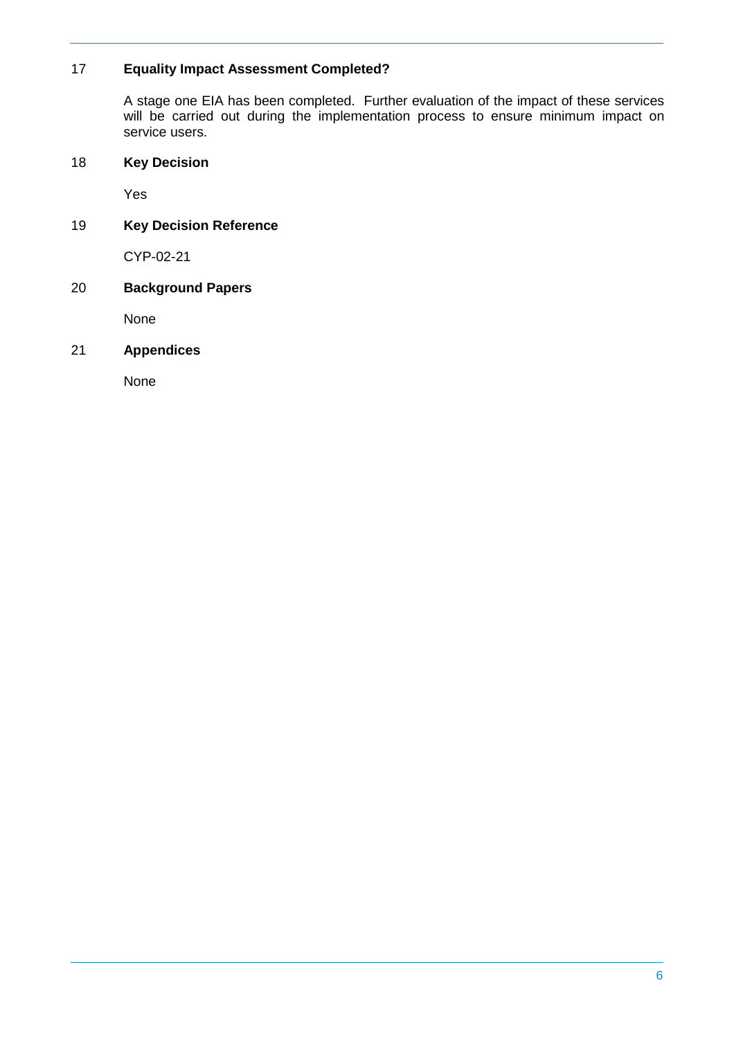## 17 Equality Impact Assessment Completed?

A stage one EIA has been completed. Further evaluation of the impact of these services will be carried out during the implementation process to ensure minimum impact on service users.

## 18 Key Decision

Yes

## 19 Key Decision Reference

CYP-02-21

## 20 Background Papers

None

## 21 Appendices

None